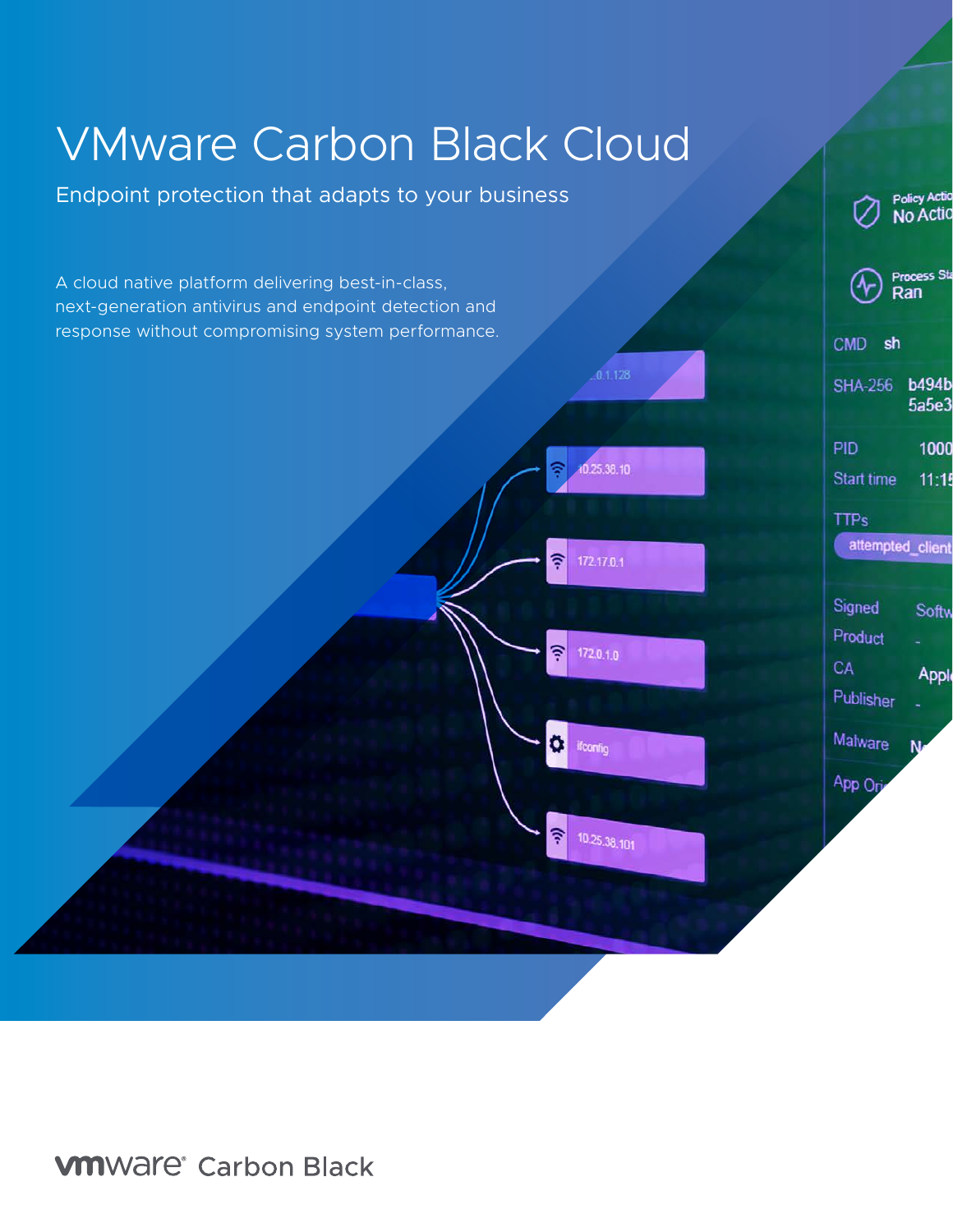# VMware Carbon Black Cloud

## Endpoint protection that adapts to your business

A cloud native platform delivering best-in-class, next-generation antivirus and endpoint detection and response without compromising system performance.

vmware® Carbon Black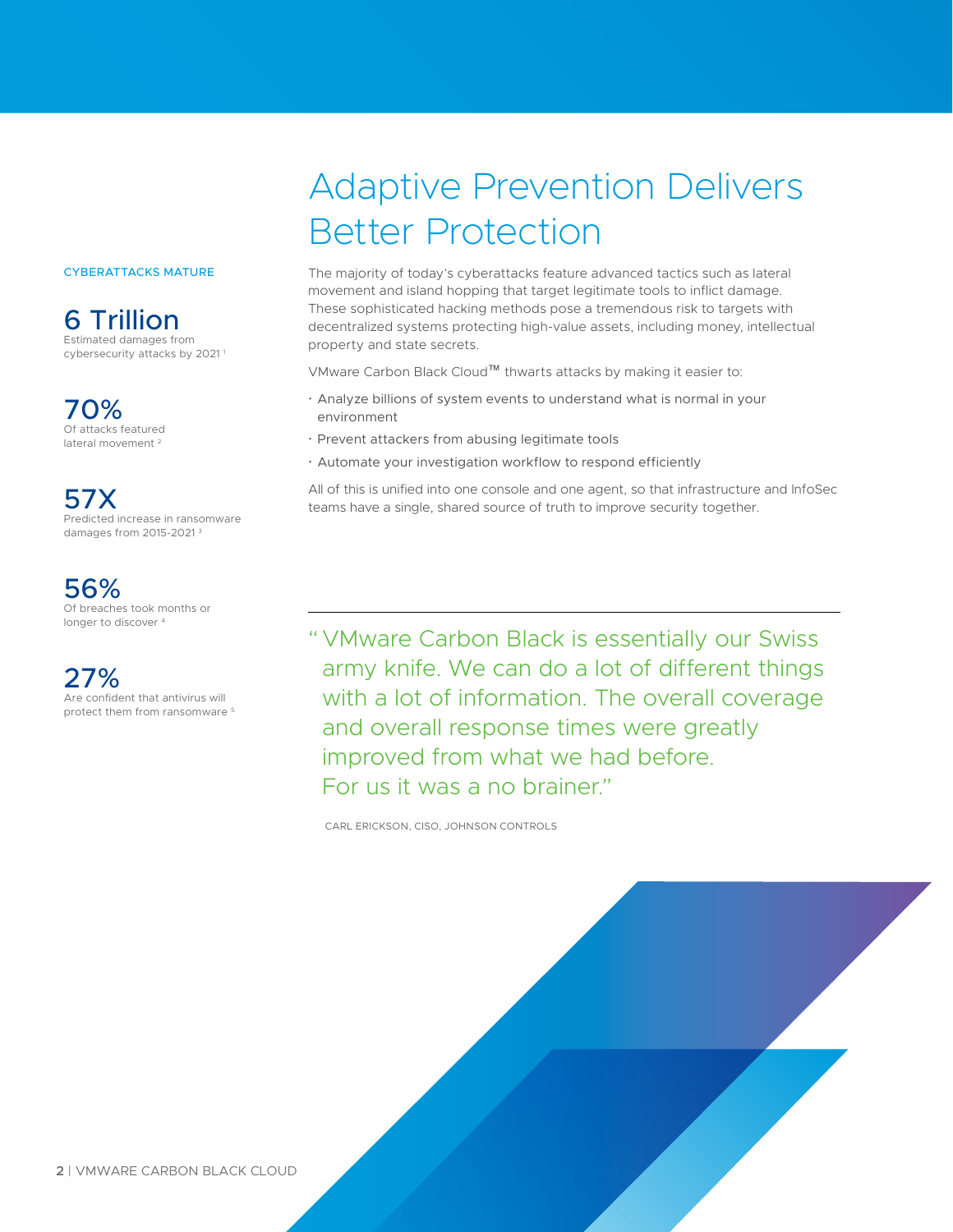# Adaptive Prevention Delivers Better Protection

CYBERATTACKS MATURE

**6 Trillion**
Estimated damages from cybersecurity attacks by 2021 [1]

**70%**
Of attacks featured lateral movement [2]

**57X**
Predicted increase in ransomware damages from 2015-2021 [3]

**56%**
Of breaches took months or longer to discover [4]

**27%**
Are confident that antivirus will protect them from ransomware [5]

The majority of today's cyberattacks feature advanced tactics such as lateral movement and island hopping that target legitimate tools to inflict damage. These sophisticated hacking methods pose a tremendous risk to targets with decentralized systems protecting high-value assets, including money, intellectual property and state secrets.

VMware Carbon Black Cloud™ thwarts attacks by making it easier to:

- Analyze billions of system events to understand what is normal in your environment
- Prevent attackers from abusing legitimate tools
- Automate your investigation workflow to respond efficiently

All of this is unified into one console and one agent, so that infrastructure and InfoSec teams have a single, shared source of truth to improve security together.

> "VMware Carbon Black is essentially our Swiss army knife. We can do a lot of different things with a lot of information. The overall coverage and overall response times were greatly improved from what we had before. For us it was a no brainer."
>
> CARL ERICKSON, CISO, JOHNSON CONTROLS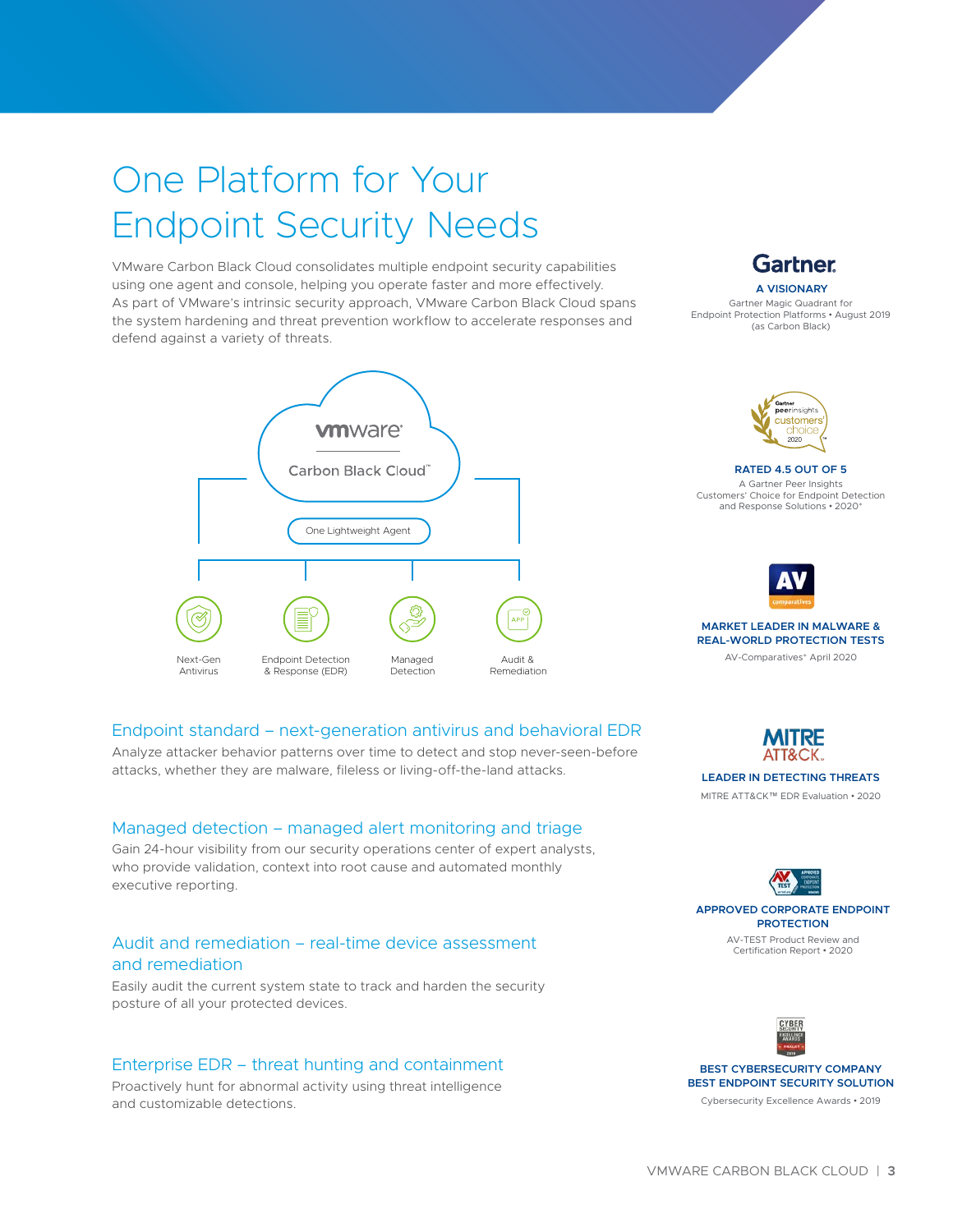# One Platform for Your Endpoint Security Needs

VMware Carbon Black Cloud consolidates multiple endpoint security capabilities using one agent and console, helping you operate faster and more effectively. As part of VMware's intrinsic security approach, VMware Carbon Black Cloud spans the system hardening and threat prevention workflow to accelerate responses and defend against a variety of threats.

vmware®

Carbon Black Cloud™

One Lightweight Agent

- Next-Gen Antivirus
- Endpoint Detection & Response (EDR)
- Managed Detection
- Audit & Remediation

## Endpoint standard – next-generation antivirus and behavioral EDR

Analyze attacker behavior patterns over time to detect and stop never-seen-before attacks, whether they are malware, fileless or living-off-the-land attacks.

## Managed detection – managed alert monitoring and triage

Gain 24-hour visibility from our security operations center of expert analysts, who provide validation, context into root cause and automated monthly executive reporting.

## Audit and remediation – real-time device assessment and remediation

Easily audit the current system state to track and harden the security posture of all your protected devices.

## Enterprise EDR – threat hunting and containment

Proactively hunt for abnormal activity using threat intelligence and customizable detections.

---

**Gartner.**

**A VISIONARY**

Gartner Magic Quadrant for Endpoint Protection Platforms • August 2019 (as Carbon Black)

**RATED 4.5 OUT OF 5**

A Gartner Peer Insights Customers' Choice for Endpoint Detection and Response Solutions • 2020*

**MARKET LEADER IN MALWARE & REAL-WORLD PROTECTION TESTS**

AV-Comparatives* April 2020

**MITRE ATT&CK.**

**LEADER IN DETECTING THREATS**

MITRE ATT&CK™ EDR Evaluation • 2020

**APPROVED CORPORATE ENDPOINT PROTECTION**

AV-TEST Product Review and Certification Report • 2020

**BEST CYBERSECURITY COMPANY**
**BEST ENDPOINT SECURITY SOLUTION**

Cybersecurity Excellence Awards • 2019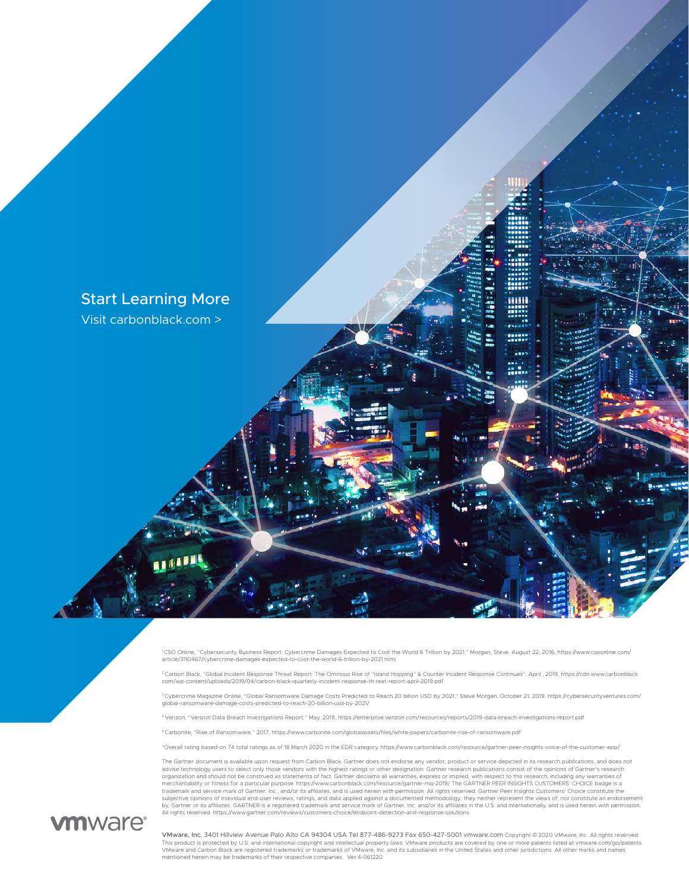## Start Learning More

Visit carbonblack.com >

[1] CSO Online, "Cybersecurity Business Report: Cybercrime Damages Expected to Cost the World 6 Trillion by 2021," Morgan, Steve. August 22, 2016, https://www.csoonline.com/article/3110467/cybercrime-damages-expected-to-cost-the-world-6-trillion-by-2021.html

[2] Carbon Black, "Global Incident Response Threat Report: The Ominous Rise of "Island Hopping" & Counter Incident Response Continues", April , 2019, https://cdn.www.carbonblack.com/wp-content/uploads/2019/04/carbon-black-quarterly-incident-response-th reat-report-april-2019.pdf

[3] Cybercrime Magazine Online, "Global Ransomware Damage Costs Predicted to Reach 20 billion USD by 2021," Steve Morgan, October 21, 2019, https://cybersecurityventures.com/global-ransomware-damage-costs-predicted-to-reach-20-billion-usd-by-2021/

[4] Verizon, "Verizon Data Breach Investigations Report," May, 2019, https://enterprise.verizon.com/resources/reports/2019-data-breach-investigations-report.pdf

[5] Carbonite, "Rise of Ransomware," 2017, https://www.carbonite.com/globalassets/files/white-papers/carbonite-rise-of-ransomware.pdf

*Overall rating based on 74 total ratings as of 18 March 2020 in the EDR category. https://www.carbonblack.com/resource/gartner-peer-insights-voice-of-the-customer-epp/

The Gartner document is available upon request from Carbon Black. Gartner does not endorse any vendor, product or service depicted in its research publications, and does not advise technology users to select only those vendors with the highest ratings or other designation. Gartner research publications consist of the opinions of Gartner's research organization and should not be construed as statements of fact. Gartner disclaims all warranties, express or implied, with respect to this research, including any warranties of merchantability or fitness for a particular purpose. https://www.carbonblack.com/resource/gartner-mq-2019/ The GARTNER PEER INSIGHTS CUSTOMERS' CHOICE badge is a trademark and service mark of Gartner, Inc., and/or its affiliates, and is used herein with permission. All rights reserved. Gartner Peer Insights Customers' Choice constitute the subjective opinions of individual end-user reviews, ratings, and data applied against a documented methodology; they neither represent the views of, nor constitute an endorsement by, Gartner or its affiliates. GARTNER is a registered trademark and service mark of Gartner, Inc. and/or its affiliates in the U.S. and internationally, and is used herein with permission. All rights reserved. https://www.gartner.com/reviews/customers-choice/endpoint-detection-and-response-solutions

vmware®

VMware, Inc. 3401 Hillview Avenue Palo Alto CA 94304 USA Tel 877-486-9273 Fax 650-427-5001 vmware.com Copyright © 2020 VMware, Inc. All rights reserved. This product is protected by U.S. and international copyright and intellectual property laws. VMware products are covered by one or more patents listed at vmware.com/go/patents. VMware and Carbon Black are registered trademarks or trademarks of VMware, Inc. and its subsidiaries in the United States and other jurisdictions. All other marks and names mentioned herein may be trademarks of their respective companies. Ver.4-061220